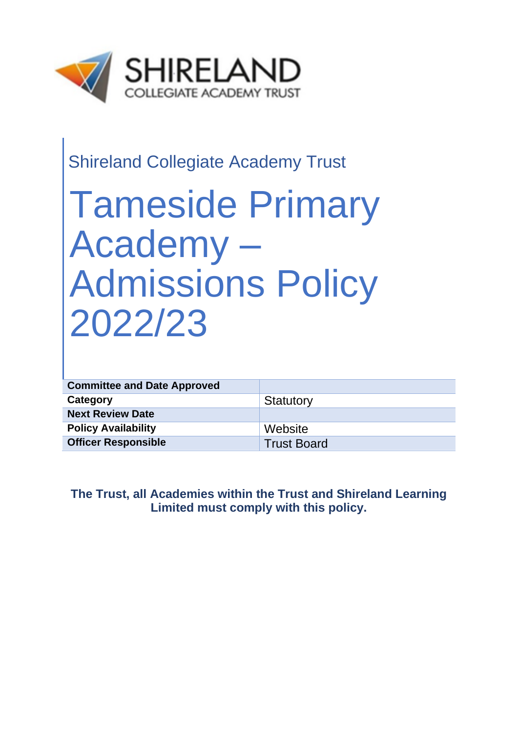SHIRELAND
COLLEGIATE ACADEMY TRUST

Shireland Collegiate Academy Trust

# Tameside Primary Academy – Admissions Policy 2022/23

| Committee and Date Approved | |
|---|---|
| Category | Statutory |
| Next Review Date | |
| Policy Availability | Website |
| Officer Responsible | Trust Board |

**The Trust, all Academies within the Trust and Shireland Learning Limited must comply with this policy.**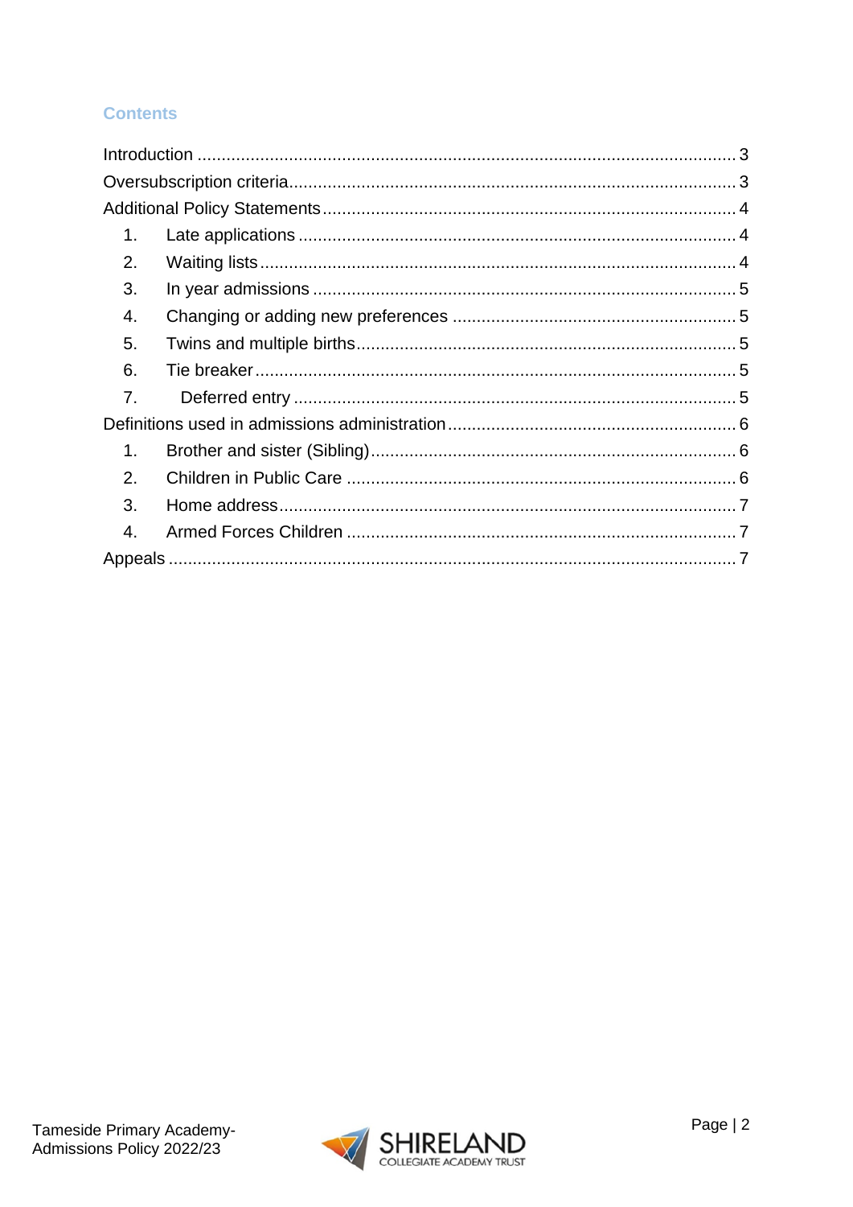## Contents

Introduction ................................................................................................................ 3

Oversubscription criteria............................................................................................. 3

Additional Policy Statements...................................................................................... 4

1. Late applications ............................................................................................ 4
2. Waiting lists.................................................................................................... 4
3. In year admissions ......................................................................................... 5
4. Changing or adding new preferences ............................................................ 5
5. Twins and multiple births................................................................................ 5
6. Tie breaker..................................................................................................... 5
7. Deferred entry ................................................................................................ 5

Definitions used in admissions administration............................................................ 6

1. Brother and sister (Sibling)............................................................................. 6
2. Children in Public Care .................................................................................. 6
3. Home address................................................................................................ 7
4. Armed Forces Children .................................................................................. 7

Appeals ...................................................................................................................... 7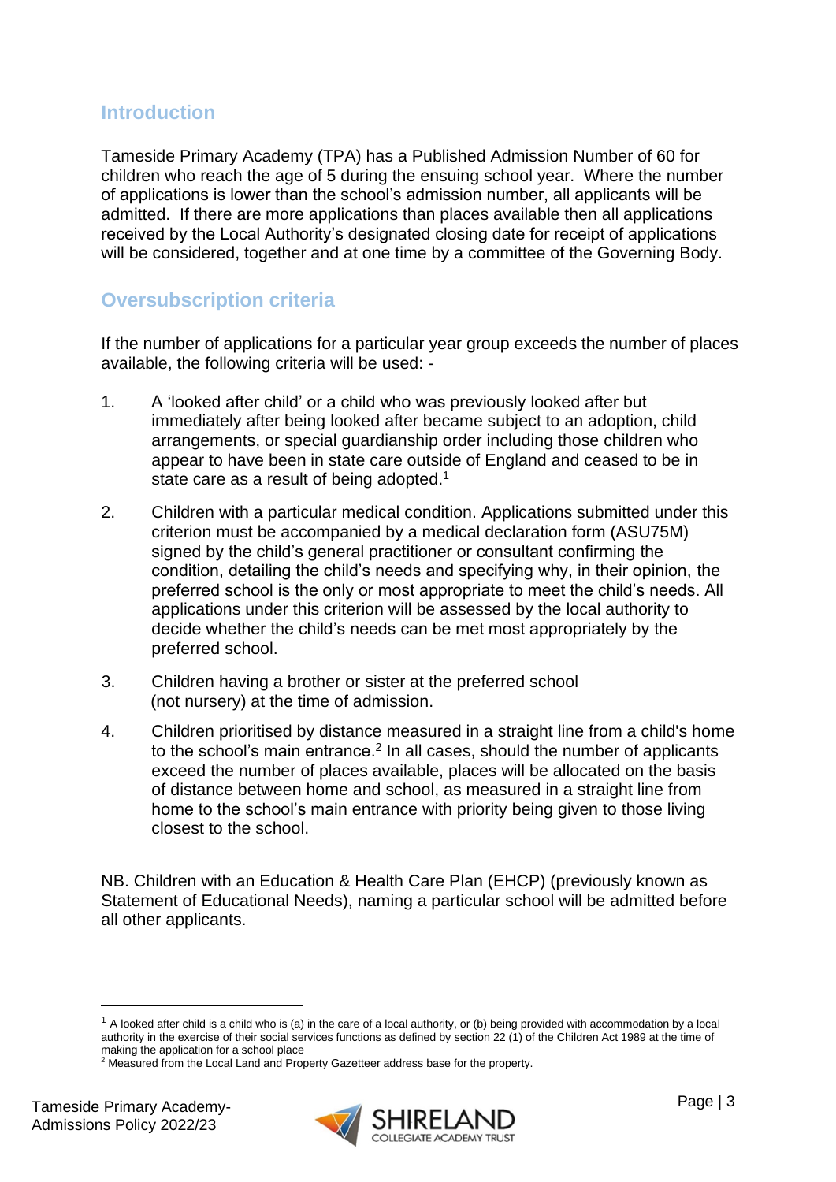## Introduction

Tameside Primary Academy (TPA) has a Published Admission Number of 60 for children who reach the age of 5 during the ensuing school year. Where the number of applications is lower than the school's admission number, all applicants will be admitted. If there are more applications than places available then all applications received by the Local Authority's designated closing date for receipt of applications will be considered, together and at one time by a committee of the Governing Body.

## Oversubscription criteria

If the number of applications for a particular year group exceeds the number of places available, the following criteria will be used: -

1. A 'looked after child' or a child who was previously looked after but immediately after being looked after became subject to an adoption, child arrangements, or special guardianship order including those children who appear to have been in state care outside of England and ceased to be in state care as a result of being adopted.[1]

2. Children with a particular medical condition. Applications submitted under this criterion must be accompanied by a medical declaration form (ASU75M) signed by the child's general practitioner or consultant confirming the condition, detailing the child's needs and specifying why, in their opinion, the preferred school is the only or most appropriate to meet the child's needs. All applications under this criterion will be assessed by the local authority to decide whether the child's needs can be met most appropriately by the preferred school.

3. Children having a brother or sister at the preferred school (not nursery) at the time of admission.

4. Children prioritised by distance measured in a straight line from a child's home to the school's main entrance.[2] In all cases, should the number of applicants exceed the number of places available, places will be allocated on the basis of distance between home and school, as measured in a straight line from home to the school's main entrance with priority being given to those living closest to the school.

NB. Children with an Education & Health Care Plan (EHCP) (previously known as Statement of Educational Needs), naming a particular school will be admitted before all other applicants.

---

[1] A looked after child is a child who is (a) in the care of a local authority, or (b) being provided with accommodation by a local authority in the exercise of their social services functions as defined by section 22 (1) of the Children Act 1989 at the time of making the application for a school place

[2] Measured from the Local Land and Property Gazetteer address base for the property.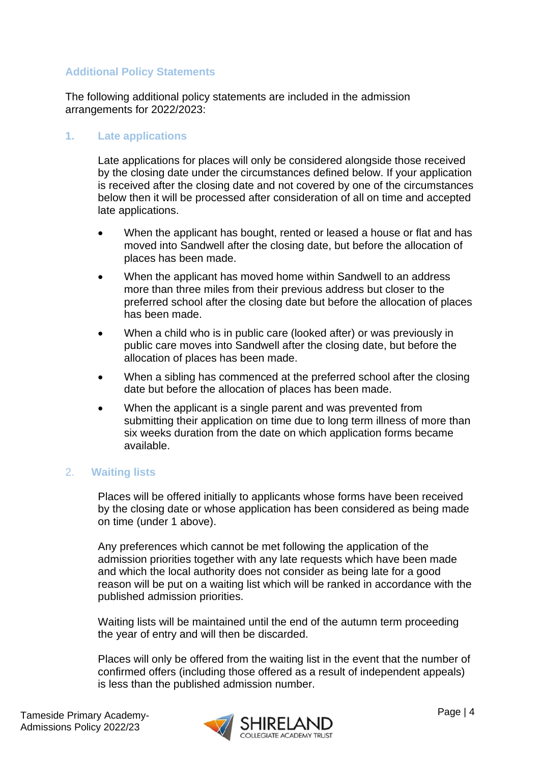## Additional Policy Statements

The following additional policy statements are included in the admission arrangements for 2022/2023:

### 1. Late applications

Late applications for places will only be considered alongside those received by the closing date under the circumstances defined below. If your application is received after the closing date and not covered by one of the circumstances below then it will be processed after consideration of all on time and accepted late applications.

- When the applicant has bought, rented or leased a house or flat and has moved into Sandwell after the closing date, but before the allocation of places has been made.
- When the applicant has moved home within Sandwell to an address more than three miles from their previous address but closer to the preferred school after the closing date but before the allocation of places has been made.
- When a child who is in public care (looked after) or was previously in public care moves into Sandwell after the closing date, but before the allocation of places has been made.
- When a sibling has commenced at the preferred school after the closing date but before the allocation of places has been made.
- When the applicant is a single parent and was prevented from submitting their application on time due to long term illness of more than six weeks duration from the date on which application forms became available.

### 2. Waiting lists

Places will be offered initially to applicants whose forms have been received by the closing date or whose application has been considered as being made on time (under 1 above).

Any preferences which cannot be met following the application of the admission priorities together with any late requests which have been made and which the local authority does not consider as being late for a good reason will be put on a waiting list which will be ranked in accordance with the published admission priorities.

Waiting lists will be maintained until the end of the autumn term proceeding the year of entry and will then be discarded.

Places will only be offered from the waiting list in the event that the number of confirmed offers (including those offered as a result of independent appeals) is less than the published admission number.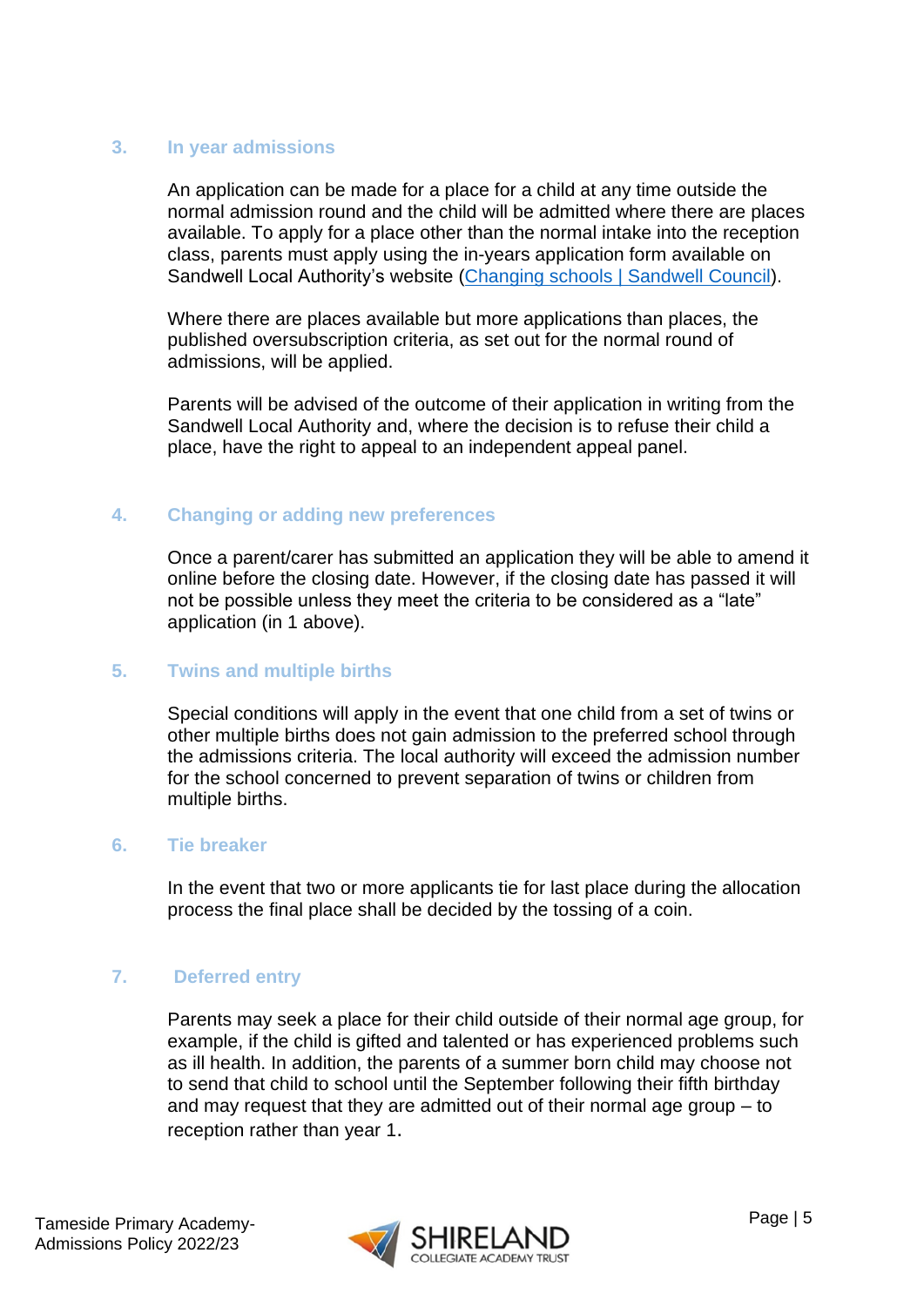## 3. In year admissions

An application can be made for a place for a child at any time outside the normal admission round and the child will be admitted where there are places available. To apply for a place other than the normal intake into the reception class, parents must apply using the in-years application form available on Sandwell Local Authority's website ([Changing schools | Sandwell Council]).

Where there are places available but more applications than places, the published oversubscription criteria, as set out for the normal round of admissions, will be applied.

Parents will be advised of the outcome of their application in writing from the Sandwell Local Authority and, where the decision is to refuse their child a place, have the right to appeal to an independent appeal panel.

## 4. Changing or adding new preferences

Once a parent/carer has submitted an application they will be able to amend it online before the closing date. However, if the closing date has passed it will not be possible unless they meet the criteria to be considered as a "late" application (in 1 above).

## 5. Twins and multiple births

Special conditions will apply in the event that one child from a set of twins or other multiple births does not gain admission to the preferred school through the admissions criteria. The local authority will exceed the admission number for the school concerned to prevent separation of twins or children from multiple births.

## 6. Tie breaker

In the event that two or more applicants tie for last place during the allocation process the final place shall be decided by the tossing of a coin.

## 7. Deferred entry

Parents may seek a place for their child outside of their normal age group, for example, if the child is gifted and talented or has experienced problems such as ill health. In addition, the parents of a summer born child may choose not to send that child to school until the September following their fifth birthday and may request that they are admitted out of their normal age group – to reception rather than year 1.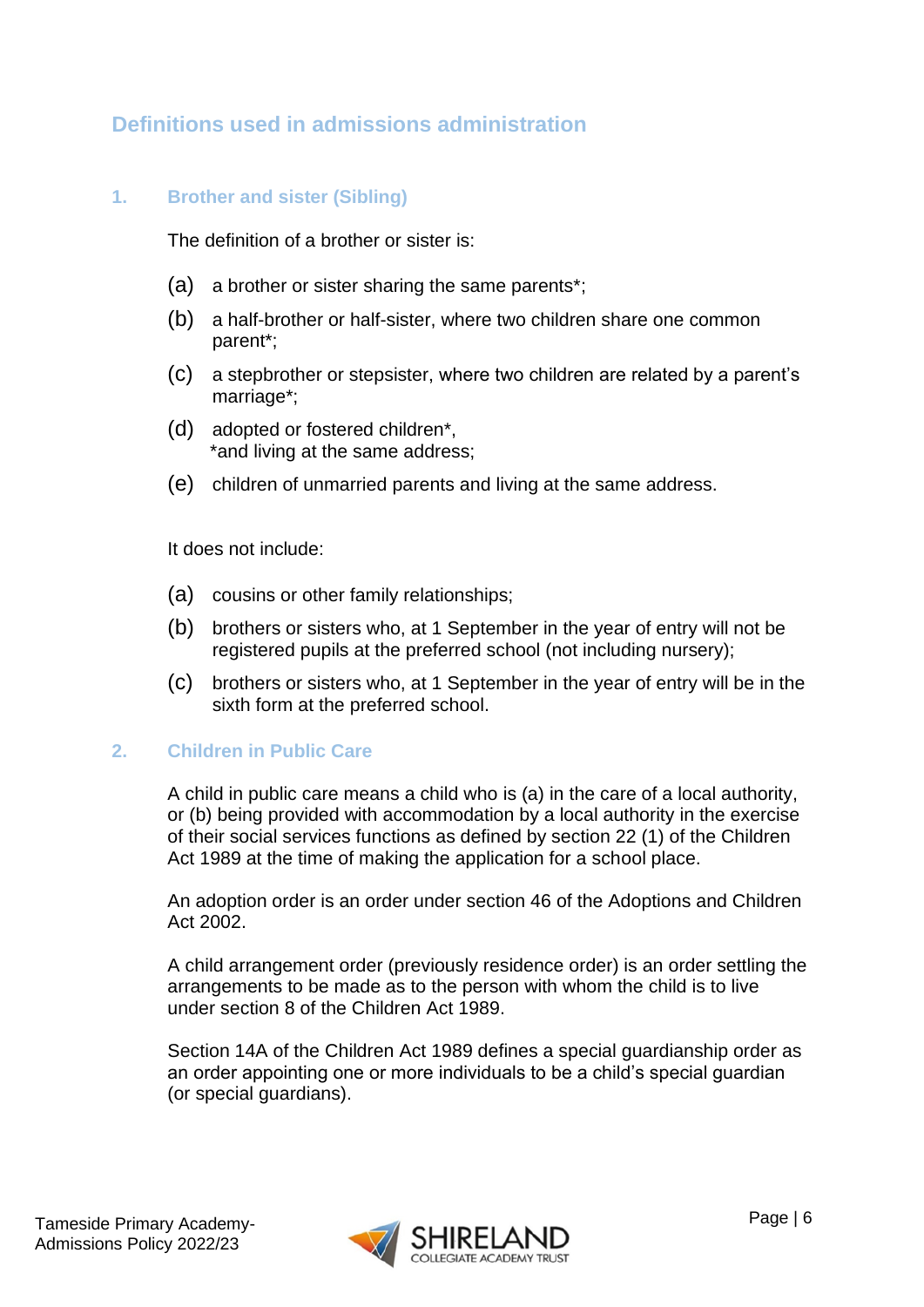## Definitions used in admissions administration

### 1. Brother and sister (Sibling)

The definition of a brother or sister is:

(a) a brother or sister sharing the same parents*;

(b) a half-brother or half-sister, where two children share one common parent*;

(c) a stepbrother or stepsister, where two children are related by a parent's marriage*;

(d) adopted or fostered children*,
*and living at the same address;

(e) children of unmarried parents and living at the same address.

It does not include:

(a) cousins or other family relationships;

(b) brothers or sisters who, at 1 September in the year of entry will not be registered pupils at the preferred school (not including nursery);

(c) brothers or sisters who, at 1 September in the year of entry will be in the sixth form at the preferred school.

### 2. Children in Public Care

A child in public care means a child who is (a) in the care of a local authority, or (b) being provided with accommodation by a local authority in the exercise of their social services functions as defined by section 22 (1) of the Children Act 1989 at the time of making the application for a school place.

An adoption order is an order under section 46 of the Adoptions and Children Act 2002.

A child arrangement order (previously residence order) is an order settling the arrangements to be made as to the person with whom the child is to live under section 8 of the Children Act 1989.

Section 14A of the Children Act 1989 defines a special guardianship order as an order appointing one or more individuals to be a child's special guardian (or special guardians).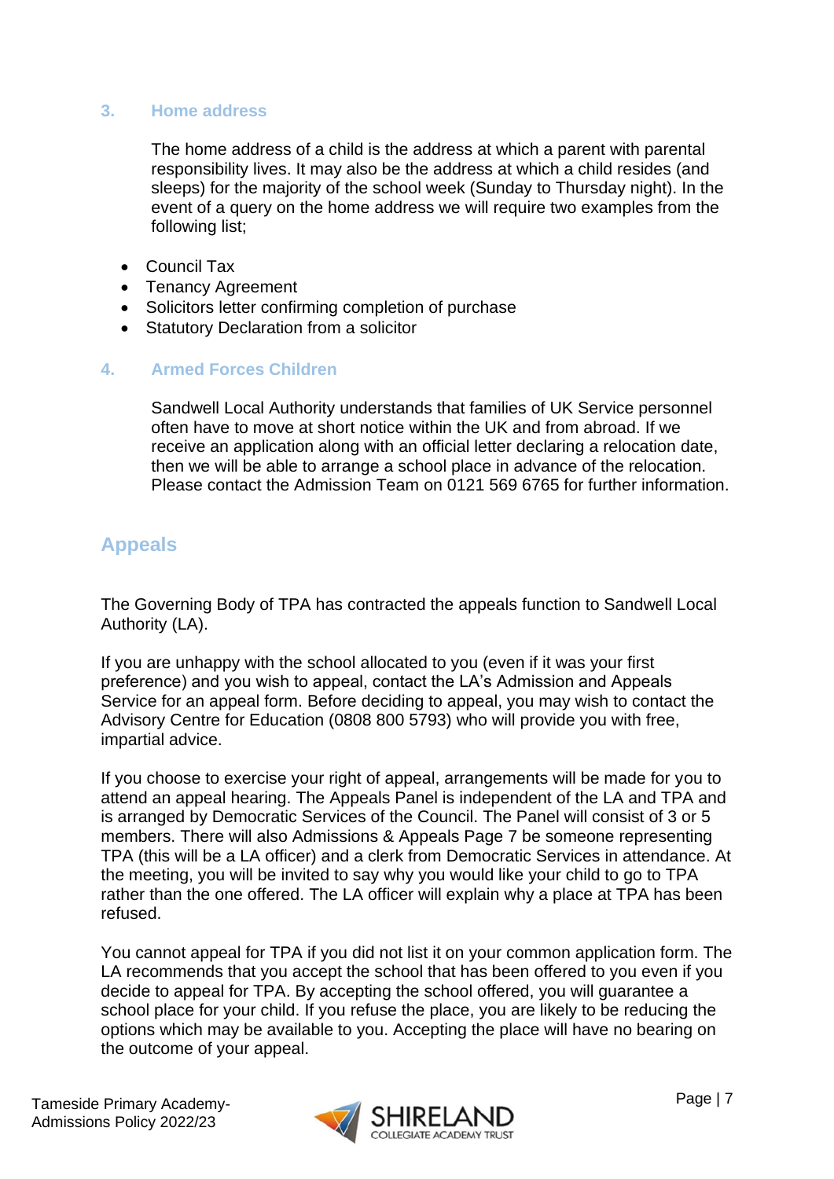### 3. Home address

The home address of a child is the address at which a parent with parental responsibility lives. It may also be the address at which a child resides (and sleeps) for the majority of the school week (Sunday to Thursday night). In the event of a query on the home address we will require two examples from the following list;

- Council Tax
- Tenancy Agreement
- Solicitors letter confirming completion of purchase
- Statutory Declaration from a solicitor

### 4. Armed Forces Children

Sandwell Local Authority understands that families of UK Service personnel often have to move at short notice within the UK and from abroad. If we receive an application along with an official letter declaring a relocation date, then we will be able to arrange a school place in advance of the relocation. Please contact the Admission Team on 0121 569 6765 for further information.

## Appeals

The Governing Body of TPA has contracted the appeals function to Sandwell Local Authority (LA).

If you are unhappy with the school allocated to you (even if it was your first preference) and you wish to appeal, contact the LA's Admission and Appeals Service for an appeal form. Before deciding to appeal, you may wish to contact the Advisory Centre for Education (0808 800 5793) who will provide you with free, impartial advice.

If you choose to exercise your right of appeal, arrangements will be made for you to attend an appeal hearing. The Appeals Panel is independent of the LA and TPA and is arranged by Democratic Services of the Council. The Panel will consist of 3 or 5 members. There will also Admissions & Appeals Page 7 be someone representing TPA (this will be a LA officer) and a clerk from Democratic Services in attendance. At the meeting, you will be invited to say why you would like your child to go to TPA rather than the one offered. The LA officer will explain why a place at TPA has been refused.

You cannot appeal for TPA if you did not list it on your common application form. The LA recommends that you accept the school that has been offered to you even if you decide to appeal for TPA. By accepting the school offered, you will guarantee a school place for your child. If you refuse the place, you are likely to be reducing the options which may be available to you. Accepting the place will have no bearing on the outcome of your appeal.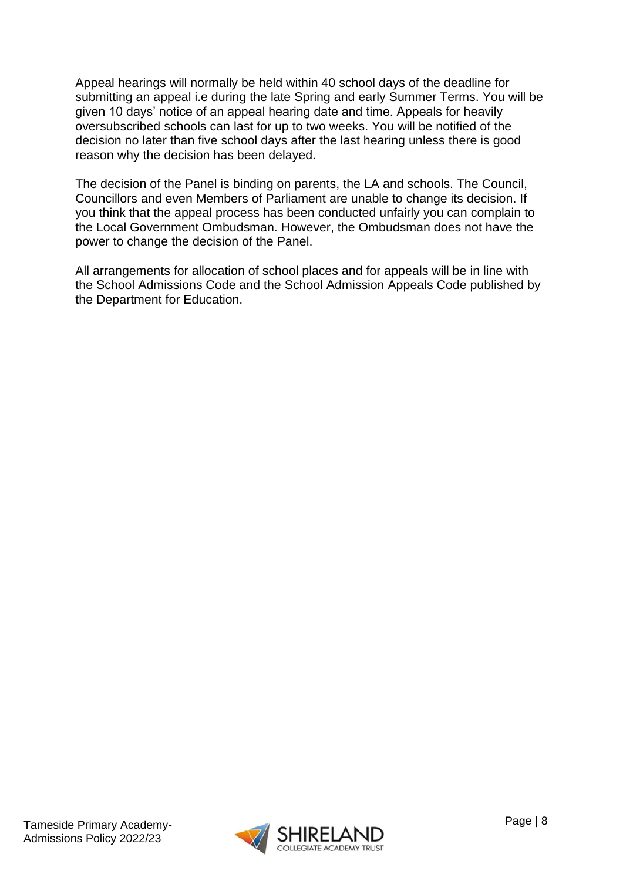Appeal hearings will normally be held within 40 school days of the deadline for submitting an appeal i.e during the late Spring and early Summer Terms. You will be given 10 days' notice of an appeal hearing date and time. Appeals for heavily oversubscribed schools can last for up to two weeks. You will be notified of the decision no later than five school days after the last hearing unless there is good reason why the decision has been delayed.

The decision of the Panel is binding on parents, the LA and schools. The Council, Councillors and even Members of Parliament are unable to change its decision. If you think that the appeal process has been conducted unfairly you can complain to the Local Government Ombudsman. However, the Ombudsman does not have the power to change the decision of the Panel.

All arrangements for allocation of school places and for appeals will be in line with the School Admissions Code and the School Admission Appeals Code published by the Department for Education.